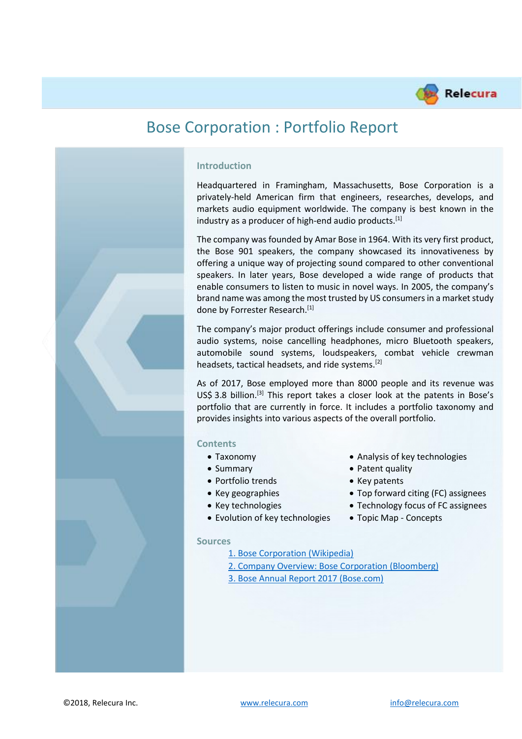# Bose Corporation : Portfolio Report

## Introduction

Headquartered in Framingham, Massachusetts, Bose Corporation is a privately-held American firm that engineers, researches, develops, and markets audio equipment worldwide. The company is best known in the industry as a producer of high-end audio products.[1]

The company was founded by Amar Bose in 1964. With its very first product, the Bose 901 speakers, the company showcased its innovativeness by offering a unique way of projecting sound compared to other conventional speakers. In later years, Bose developed a wide range of products that enable consumers to listen to music in novel ways. In 2005, the company's brand name was among the most trusted by US consumers in a market study done by Forrester Research.[1]

The company's major product offerings include consumer and professional audio systems, noise cancelling headphones, micro Bluetooth speakers, automobile sound systems, loudspeakers, combat vehicle crewman headsets, tactical headsets, and ride systems.[2]

As of 2017, Bose employed more than 8000 people and its revenue was US$ 3.8 billion.[3] This report takes a closer look at the patents in Bose's portfolio that are currently in force. It includes a portfolio taxonomy and provides insights into various aspects of the overall portfolio.

## Contents

- Taxonomy
- Summary
- Portfolio trends
- Key geographies
- Key technologies
- Evolution of key technologies
- Analysis of key technologies
- Patent quality
- Key patents
- Top forward citing (FC) assignees
- Technology focus of FC assignees
- Topic Map - Concepts

## Sources

1. Bose Corporation (Wikipedia)
2. Company Overview: Bose Corporation (Bloomberg)
3. Bose Annual Report 2017 (Bose.com)

©2018, Relecura Inc. www.relecura.com info@relecura.com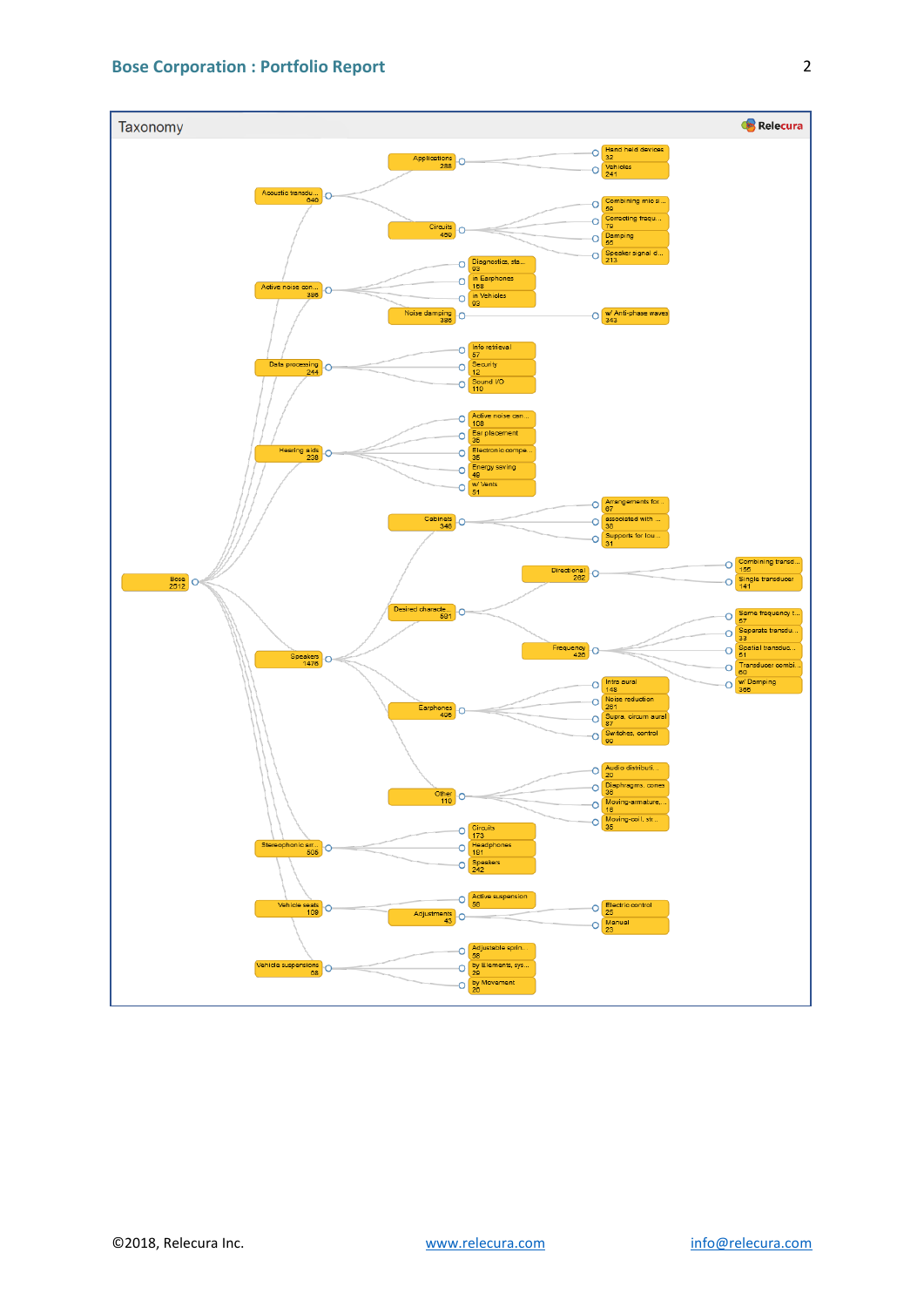## Taxonomy

- Bose 2512
  - Acoustic transdu... 640
    - Applications 288
      - Hand held devices 32
      - Vehicles 241
    - Circuits 459
      - Combining mic si... 59
      - Correcting frequ... 79
      - Damping 65
      - Speaker signal d... 213
  - Active noise con... 396
    - Diagnostics, sta... 93
    - in Earphones 158
    - in Vehicles 93
    - Noise damping 396
      - w/ Anti-phase waves 343
  - Data processing 244
    - Info retrieval 57
    - Security 12
    - Sound I/O 110
  - Hearing aids 238
    - Active noise can... 108
    - Ear placement 35
    - Electronic compe... 35
    - Energy saving 48
    - w/ Vents 51
  - Speakers 1476
    - Cabinets 346
      - Arrangements for... 87
      - associated with ... 38
      - Supports for lou... 31
    - Desired characte... 581
      - Directional 282
        - Combining transd... 155
        - Single transducer 141
      - Frequency 436
        - Same frequency t... 57
        - Separate transdu... 33
        - Spatial transduc... 51
        - Transducer combi... 60
        - w/ Damping 366
    - Earphones 496
      - Intra aural 148
      - Noise reduction 261
      - Supra, circum aural 87
      - Switches, control 60
    - Other 110
      - Audio distributi... 20
      - Diaphragms, cones 38
      - Moving-armature,... 16
      - Moving-coil, str... 35
  - Stereophonic sir... 505
    - Circuits 173
    - Headphones 181
    - Speakers 242
  - Vehicle seats 109
    - Active suspension 56
    - Adjustments 43
      - Electric control 25
      - Manual 23
  - Vehicle suspensions 68
    - Adjustable sprin... 58
    - by Elements, sys... 29
    - by Movement 20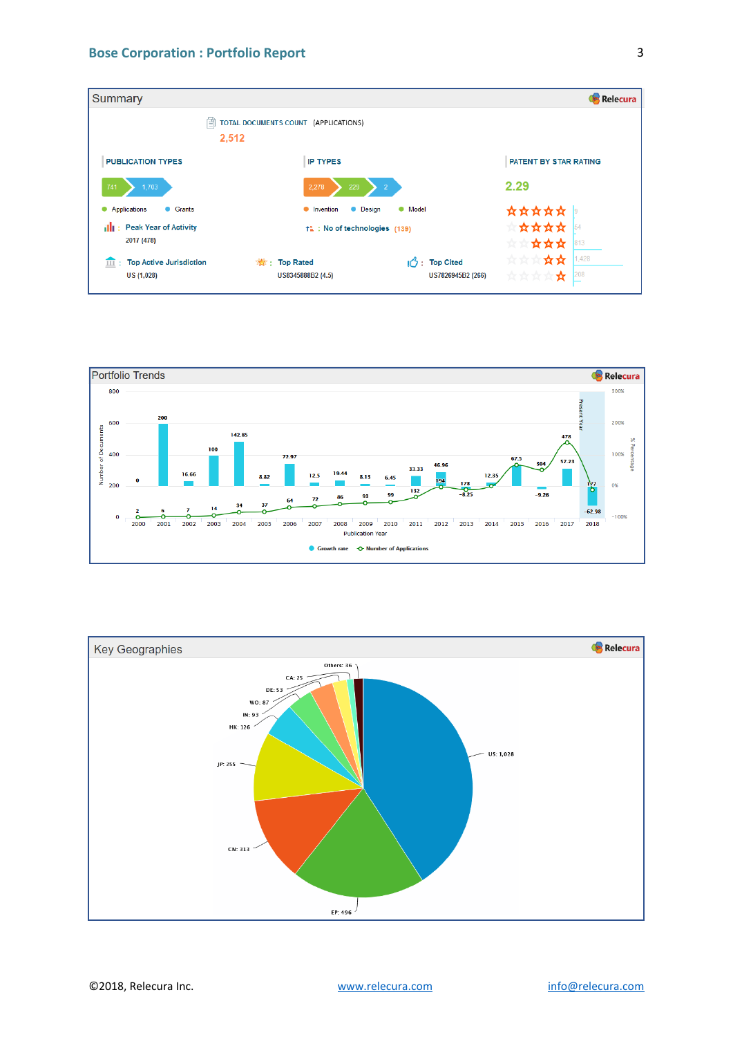## Summary

Relecura

TOTAL DOCUMENTS COUNT (APPLICATIONS)

2,512

**PUBLICATION TYPES**

741 | 1,703

- Applications
- Grants

Peak Year of Activity: 2017 (478)

**IP TYPES**

2,278 | 229 | 2

- Invention
- Design
- Model

No of technologies (139)

**PATENT BY STAR RATING**

2.29

| Stars | Count |
|---|---|
| 5 | 9 |
| 4 | 54 |
| 3 | 813 |
| 2 | 1,428 |
| 1 | 208 |

Top Active Jurisdiction: US (1,028)

Top Rated: US8345888B2 (4.5)

Top Cited: US7826945B2 (266)

## Portfolio Trends

Relecura

| Publication Year | Number of Applications | Growth rate (%) |
|---|---|---|
| 2000 | 2 | 0 |
| 2001 | 6 | 200 |
| 2002 | 7 | 16.66 |
| 2003 | 14 | 100 |
| 2004 | 34 | 142.85 |
| 2005 | 37 | 8.82 |
| 2006 | 64 | 72.97 |
| 2007 | 72 | 12.5 |
| 2008 | 86 | 19.44 |
| 2009 | 93 | 8.13 |
| 2010 | 99 | 6.45 |
| 2011 | 132 | 33.33 |
| 2012 | 194 | 46.96 |
| 2013 | 178 | -8.25 |
| 2014 | 200 | 12.35 |
| 2015 | 335 | 67.5 |
| 2016 | 304 | -9.26 |
| 2017 | 478 | 57.23 |
| 2018 | 177 | -62.98 |

Present Year: 2018

## Key Geographies

Relecura

| Jurisdiction | Count |
|---|---|
| US | 1,028 |
| EP | 496 |
| CN | 313 |
| JP | 255 |
| HK | 126 |
| IN | 93 |
| WO | 87 |
| DE | 53 |
| CA | 25 |
| Others | 36 |

©2018, Relecura Inc. www.relecura.com info@relecura.com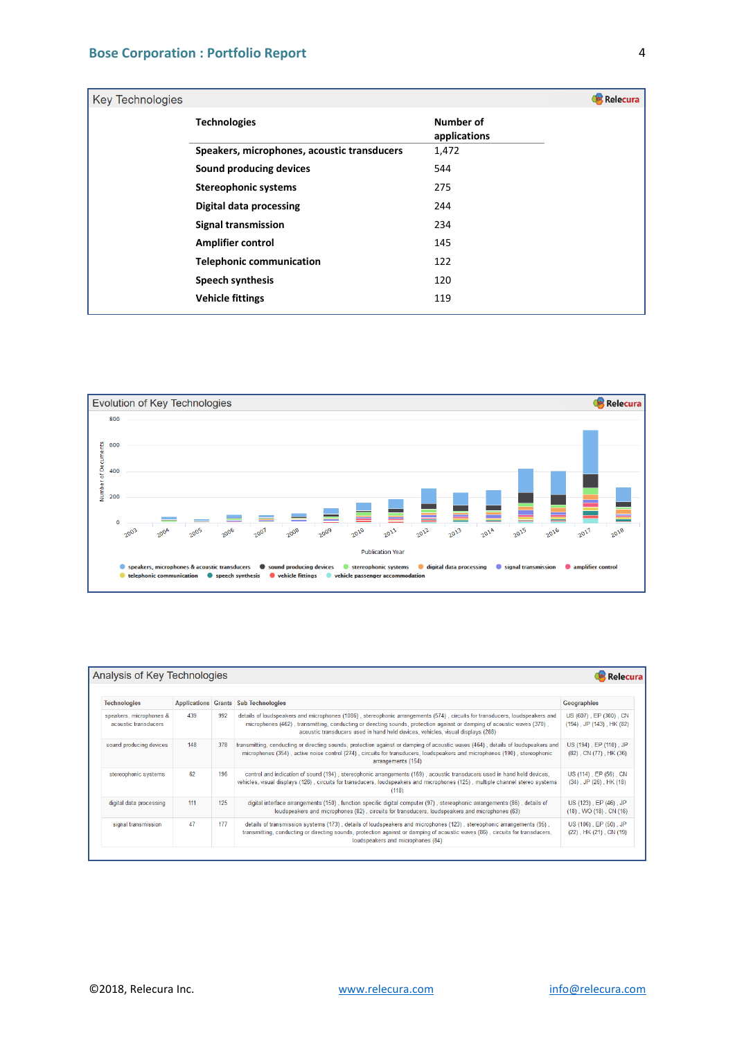## Key Technologies

| Technologies | Number of applications |
|---|---|
| **Speakers, microphones, acoustic transducers** | 1,472 |
| **Sound producing devices** | 544 |
| **Stereophonic systems** | 275 |
| **Digital data processing** | 244 |
| **Signal transmission** | 234 |
| **Amplifier control** | 145 |
| **Telephonic communication** | 122 |
| **Speech synthesis** | 120 |
| **Vehicle fittings** | 119 |

## Evolution of Key Technologies

Number of Documents (0–800) by Publication Year (2003–2018)

Legend: speakers, microphones & acoustic transducers; sound producing devices; stereophonic systems; digital data processing; signal transmission; amplifier control; telephonic communication; speech synthesis; vehicle fittings; vehicle passenger accommodation

## Analysis of Key Technologies

| Technologies | Applications | Grants | Sub Technologies | Geographies |
|---|---|---|---|---|
| speakers, microphones & acoustic transducers | 439 | 992 | details of loudspeakers and microphones (1086) , stereophonic arrangements (574) , circuits for transducers, loudspeakers and microphones (462) , transmitting, conducting or directing sounds, protection against or damping of acoustic waves (370) , acoustic transducers used in hand held devices, vehicles, visual displays (288) | US (607) , EP (300) , CN (194) , JP (143) , HK (82) |
| sound producing devices | 148 | 378 | transmitting, conducting or directing sounds, protection against or damping of acoustic waves (464) , details of loudspeakers and microphones (354) , active noise control (274) , circuits for transducers, loudspeakers and microphones (190) , stereophonic arrangements (154) | US (194) , EP (116) , JP (82) , CN (77) , HK (36) |
| stereophonic systems | 62 | 196 | control and indication of sound (194) , stereophonic arrangements (169) , acoustic transducers used in hand held devices, vehicles, visual displays (129) , circuits for transducers, loudspeakers and microphones (125) , multiple channel stereo systems (118) | US (114) , EP (56) , CN (34) , JP (26) , HK (18) |
| digital data processing | 111 | 125 | digital interface arrangements (150) , function specific digital computer (97) , stereophonic arrangements (86) , details of loudspeakers and microphones (82) , circuits for transducers, loudspeakers and microphones (63) | US (123) , EP (46) , JP (18) , WO (18) , CN (16) |
| signal transmission | 47 | 177 | details of transmission systems (173) , details of loudspeakers and microphones (123) , stereophonic arrangements (95) , transmitting, conducting or directing sounds, protection against or damping of acoustic waves (86) , circuits for transducers, loudspeakers and microphones (84) | US (106) , EP (50) , JP (22) , HK (21) , CN (19) |

©2018, Relecura Inc. www.relecura.com info@relecura.com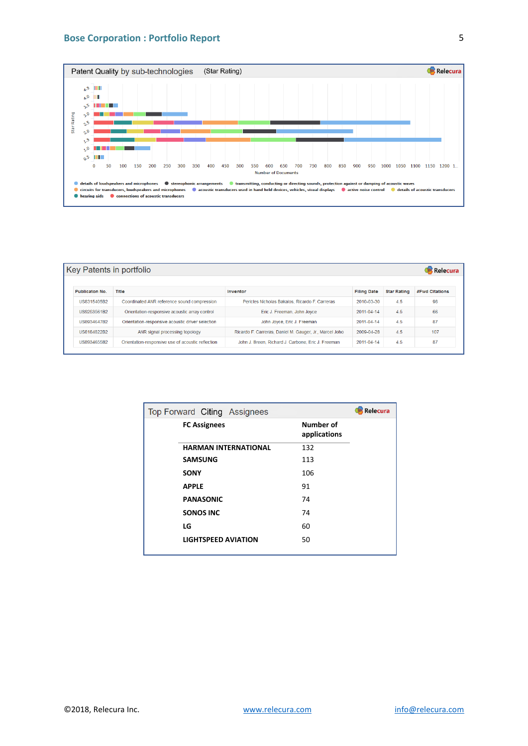## Patent Quality by sub-technologies (Star Rating)

Relecura

Star Rating: 4.5, 4.0, 3.5, 3.0, 2.5, 2.0, 1.5, 1.0, 0.5

Number of Documents: 0, 50, 100, 150, 200, 250, 300, 350, 400, 450, 500, 550, 600, 650, 700, 750, 800, 850, 900, 950, 1000, 1050, 1100, 1150, 1200

- details of loudspeakers and microphones
- stereophonic arrangements
- transmitting, conducting or directing sounds, protection against or damping of acoustic waves
- circuits for transducers, loudspeakers and microphones
- acoustic transducers used in hand held devices, vehicles, visual displays
- active noise control
- details of acoustic transducers
- hearing aids
- connections of acoustic transducers

## Key Patents in portfolio

Relecura

| Publicaton No. | Title | Inventor | Filing Date | Star Rating | #Fwd Citations |
|---|---|---|---|---|---|
| US8315405B2 | Coordinated ANR reference sound compression | Pericles Nicholas Bakalos, Ricardo F. Carreras | 2010-03-30 | 4.5 | 98 |
| US9253561B2 | Orientation-responsive acoustic array control | Eric J. Freeman, John Joyce | 2011-04-14 | 4.5 | 66 |
| US8934647B2 | Orientation-responsive acoustic driver selection | John Joyce, Eric J. Freeman | 2011-04-14 | 4.5 | 87 |
| US8184822B2 | ANR signal processing topology | Ricardo F. Carreras, Daniel M. Gauger, Jr., Marcel Joho | 2009-04-28 | 4.5 | 107 |
| US8934655B2 | Orientation-responsive use of acoustic reflection | John J. Breen, Richard J. Carbone, Eric J. Freeman | 2011-04-14 | 4.5 | 87 |

## Top Forward Citing Assignees

Relecura

| FC Assignees | Number of applications |
|---|---|
| HARMAN INTERNATIONAL | 132 |
| SAMSUNG | 113 |
| SONY | 106 |
| APPLE | 91 |
| PANASONIC | 74 |
| SONOS INC | 74 |
| LG | 60 |
| LIGHTSPEED AVIATION | 50 |

©2018, Relecura Inc. www.relecura.com info@relecura.com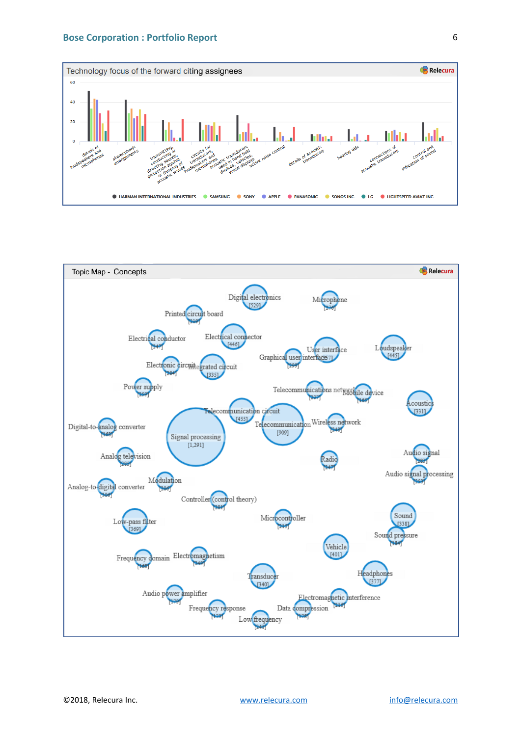## Technology focus of the forward citing assignees

Categories: details of loudspeakers and microphones; stereophonic arrangements; transmitting, conducting or directing sounds, protection against or damping of acoustic waves; circuits for transducers, loudspeakers and microphones; acoustic transducers used in hand held devices, vehicles, visual displays; active noise control; details of acoustic transducers; hearing aids; connections of acoustic transducers; control and indication of sound

Legend: HARMAN INTERNATIONAL INDUSTRIES, SAMSUNG, SONY, APPLE, PANASONIC, SONOS INC, LG, LIGHTSPEED AVIAT INC

## Topic Map - Concepts

| Concept | Count |
|---|---|
| Digital electronics | 529 |
| Microphone | 256 |
| Printed circuit board | 319 |
| Electrical conductor | 247 |
| Electrical connector | 446 |
| Graphical user interface | 293 |
| User interface | 357 |
| Loudspeaker | 445 |
| Electronic circuit | 294 |
| Integrated circuit | 335 |
| Power supply | 259 |
| Telecommunications network | 207 |
| Mobile device | 165 |
| Acoustics | 331 |
| Telecommunication circuit | 455 |
| Telecommunication | 909 |
| Wireless network | 248 |
| Digital-to-analog converter | 168 |
| Signal processing | 1,291 |
| Analog television | 285 |
| Radio | 247 |
| Audio signal | 283 |
| Audio signal processing | 253 |
| Analog-to-digital converter | 308 |
| Modulation | 206 |
| Controller (control theory) | 281 |
| Low-pass filter | 369 |
| Microcontroller | 215 |
| Sound | 338 |
| Sound pressure | 184 |
| Vehicle | 401 |
| Frequency domain | 168 |
| Electromagnetism | 149 |
| Transducer | 340 |
| Headphones | 377 |
| Audio power amplifier | 173 |
| Electromagnetic interference | 216 |
| Frequency response | 173 |
| Data compression | 178 |
| Low frequency | 241 |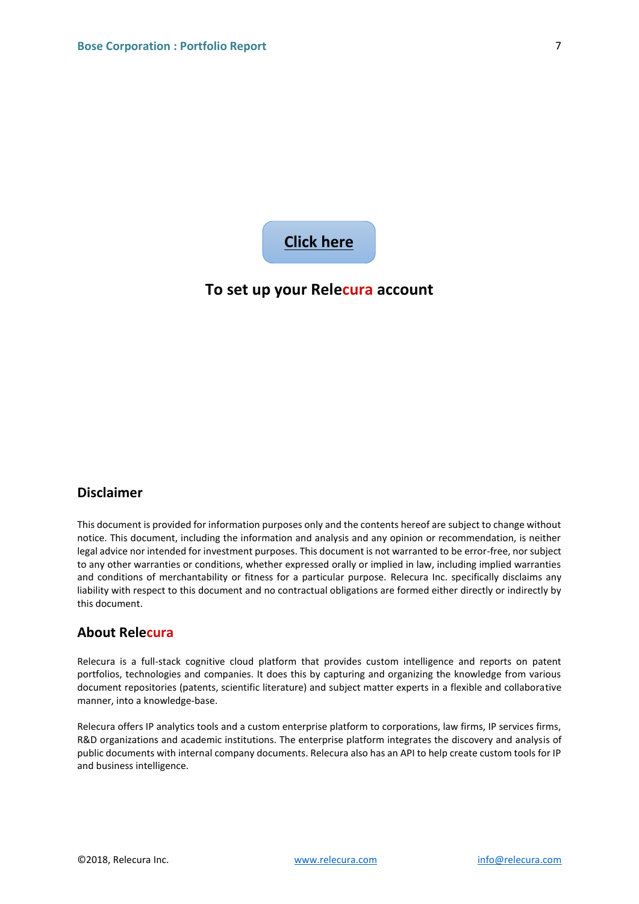**Click here**

## To set up your Relecura account

## Disclaimer

This document is provided for information purposes only and the contents hereof are subject to change without notice. This document, including the information and analysis and any opinion or recommendation, is neither legal advice nor intended for investment purposes. This document is not warranted to be error-free, nor subject to any other warranties or conditions, whether expressed orally or implied in law, including implied warranties and conditions of merchantability or fitness for a particular purpose. Relecura Inc. specifically disclaims any liability with respect to this document and no contractual obligations are formed either directly or indirectly by this document.

## About Relecura

Relecura is a full-stack cognitive cloud platform that provides custom intelligence and reports on patent portfolios, technologies and companies. It does this by capturing and organizing the knowledge from various document repositories (patents, scientific literature) and subject matter experts in a flexible and collaborative manner, into a knowledge-base.

Relecura offers IP analytics tools and a custom enterprise platform to corporations, law firms, IP services firms, R&D organizations and academic institutions. The enterprise platform integrates the discovery and analysis of public documents with internal company documents. Relecura also has an API to help create custom tools for IP and business intelligence.

©2018, Relecura Inc. www.relecura.com info@relecura.com